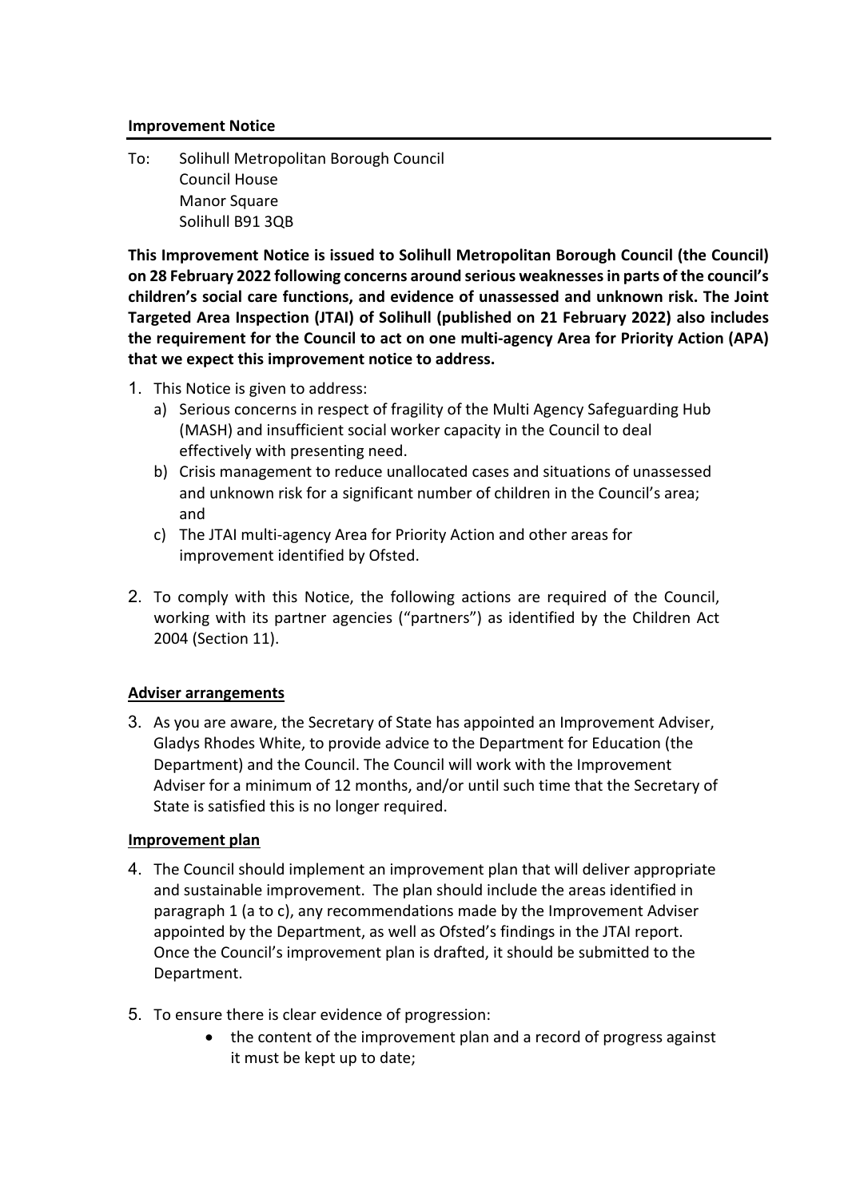**Improvement Notice**

To: Solihull Metropolitan Borough Council
Council House
Manor Square
Solihull B91 3QB

**This Improvement Notice is issued to Solihull Metropolitan Borough Council (the Council) on 28 February 2022 following concerns around serious weaknesses in parts of the council's children's social care functions, and evidence of unassessed and unknown risk. The Joint Targeted Area Inspection (JTAI) of Solihull (published on 21 February 2022) also includes the requirement for the Council to act on one multi-agency Area for Priority Action (APA) that we expect this improvement notice to address.**

1. This Notice is given to address:
   a) Serious concerns in respect of fragility of the Multi Agency Safeguarding Hub (MASH) and insufficient social worker capacity in the Council to deal effectively with presenting need.
   b) Crisis management to reduce unallocated cases and situations of unassessed and unknown risk for a significant number of children in the Council's area; and
   c) The JTAI multi-agency Area for Priority Action and other areas for improvement identified by Ofsted.

2. To comply with this Notice, the following actions are required of the Council, working with its partner agencies ("partners") as identified by the Children Act 2004 (Section 11).

**Adviser arrangements**

3. As you are aware, the Secretary of State has appointed an Improvement Adviser, Gladys Rhodes White, to provide advice to the Department for Education (the Department) and the Council. The Council will work with the Improvement Adviser for a minimum of 12 months, and/or until such time that the Secretary of State is satisfied this is no longer required.

**Improvement plan**

4. The Council should implement an improvement plan that will deliver appropriate and sustainable improvement. The plan should include the areas identified in paragraph 1 (a to c), any recommendations made by the Improvement Adviser appointed by the Department, as well as Ofsted's findings in the JTAI report. Once the Council's improvement plan is drafted, it should be submitted to the Department.

5. To ensure there is clear evidence of progression:
   - the content of the improvement plan and a record of progress against it must be kept up to date;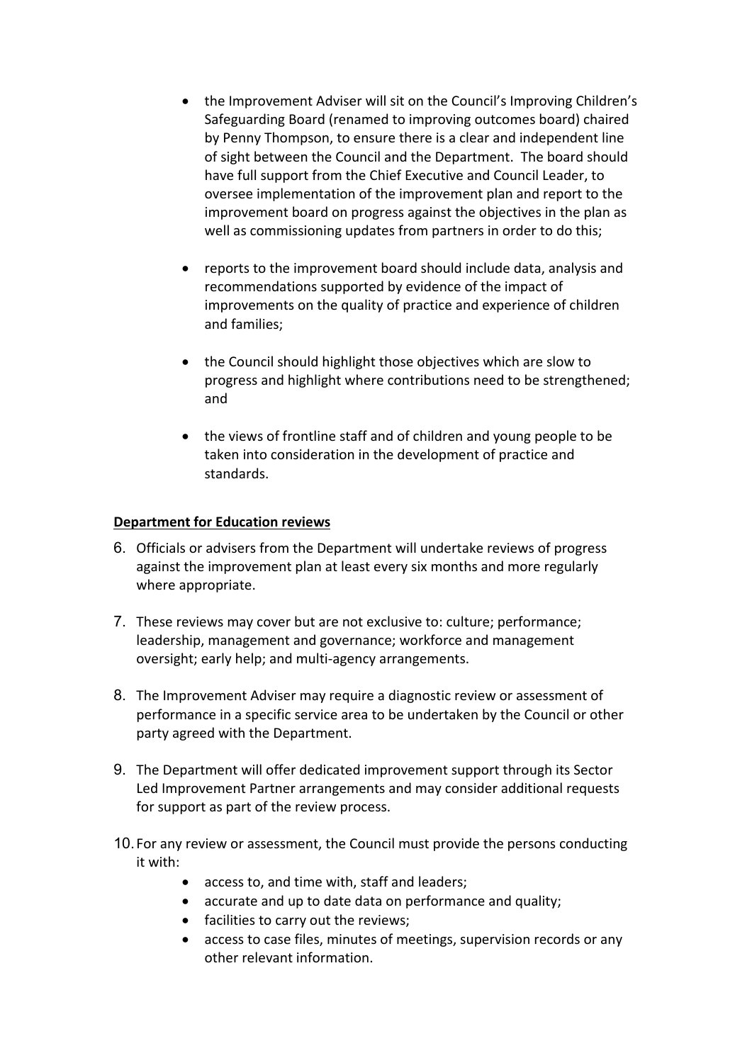- the Improvement Adviser will sit on the Council's Improving Children's Safeguarding Board (renamed to improving outcomes board) chaired by Penny Thompson, to ensure there is a clear and independent line of sight between the Council and the Department. The board should have full support from the Chief Executive and Council Leader, to oversee implementation of the improvement plan and report to the improvement board on progress against the objectives in the plan as well as commissioning updates from partners in order to do this;

- reports to the improvement board should include data, analysis and recommendations supported by evidence of the impact of improvements on the quality of practice and experience of children and families;

- the Council should highlight those objectives which are slow to progress and highlight where contributions need to be strengthened; and

- the views of frontline staff and of children and young people to be taken into consideration in the development of practice and standards.

**Department for Education reviews**

6. Officials or advisers from the Department will undertake reviews of progress against the improvement plan at least every six months and more regularly where appropriate.

7. These reviews may cover but are not exclusive to: culture; performance; leadership, management and governance; workforce and management oversight; early help; and multi-agency arrangements.

8. The Improvement Adviser may require a diagnostic review or assessment of performance in a specific service area to be undertaken by the Council or other party agreed with the Department.

9. The Department will offer dedicated improvement support through its Sector Led Improvement Partner arrangements and may consider additional requests for support as part of the review process.

10. For any review or assessment, the Council must provide the persons conducting it with:
    - access to, and time with, staff and leaders;
    - accurate and up to date data on performance and quality;
    - facilities to carry out the reviews;
    - access to case files, minutes of meetings, supervision records or any other relevant information.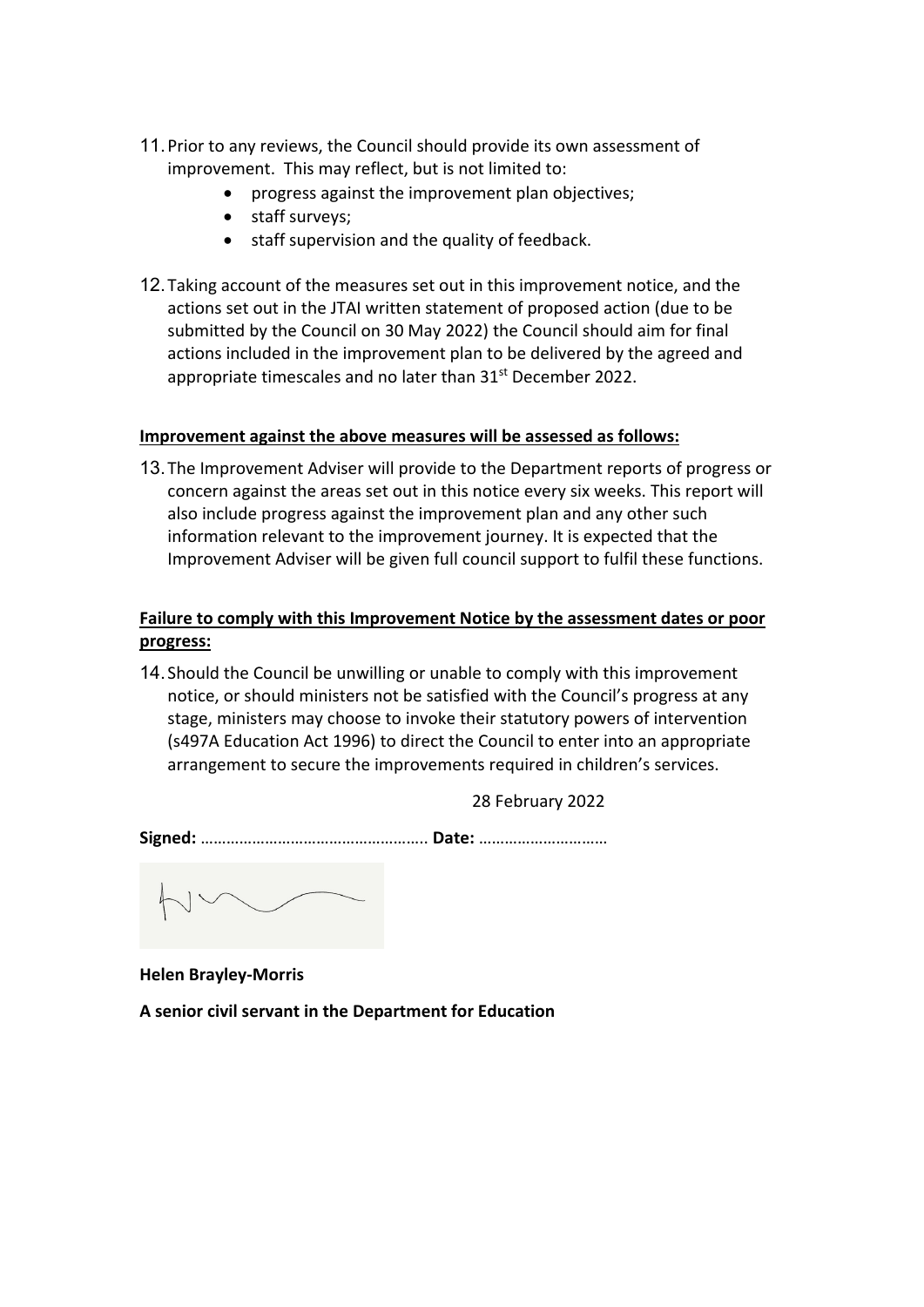11. Prior to any reviews, the Council should provide its own assessment of improvement. This may reflect, but is not limited to:
    - progress against the improvement plan objectives;
    - staff surveys;
    - staff supervision and the quality of feedback.

12. Taking account of the measures set out in this improvement notice, and the actions set out in the JTAI written statement of proposed action (due to be submitted by the Council on 30 May 2022) the Council should aim for final actions included in the improvement plan to be delivered by the agreed and appropriate timescales and no later than 31st December 2022.

**Improvement against the above measures will be assessed as follows:**

13. The Improvement Adviser will provide to the Department reports of progress or concern against the areas set out in this notice every six weeks. This report will also include progress against the improvement plan and any other such information relevant to the improvement journey. It is expected that the Improvement Adviser will be given full council support to fulfil these functions.

**Failure to comply with this Improvement Notice by the assessment dates or poor progress:**

14. Should the Council be unwilling or unable to comply with this improvement notice, or should ministers not be satisfied with the Council's progress at any stage, ministers may choose to invoke their statutory powers of intervention (s497A Education Act 1996) to direct the Council to enter into an appropriate arrangement to secure the improvements required in children's services.

**Signed:** …………………………………………….. **Date:** ……………………… 28 February 2022

**Helen Brayley-Morris**

**A senior civil servant in the Department for Education**